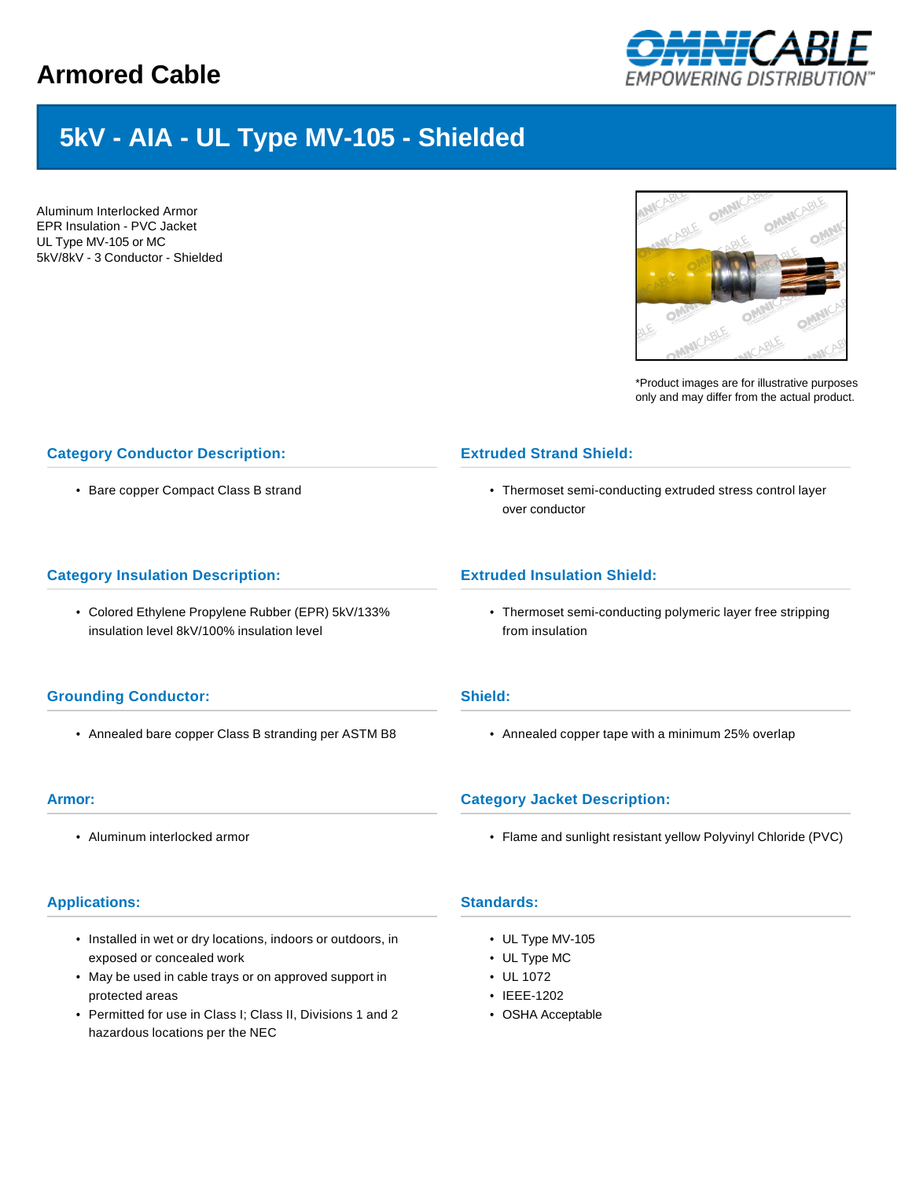# Armored Cable

## 5kV - AIA - UL Type MV-105 - Shielded

Aluminum Interlocked Armor
EPR Insulation - PVC Jacket
UL Type MV-105 or MC
5kV/8kV - 3 Conductor - Shielded

*Product images are for illustrative purposes only and may differ from the actual product.

### Category Conductor Description:

- Bare copper Compact Class B strand

### Extruded Strand Shield:

- Thermoset semi-conducting extruded stress control layer over conductor

### Category Insulation Description:

- Colored Ethylene Propylene Rubber (EPR) 5kV/133% insulation level 8kV/100% insulation level

### Extruded Insulation Shield:

- Thermoset semi-conducting polymeric layer free stripping from insulation

### Grounding Conductor:

- Annealed bare copper Class B stranding per ASTM B8

### Shield:

- Annealed copper tape with a minimum 25% overlap

### Armor:

- Aluminum interlocked armor

### Category Jacket Description:

- Flame and sunlight resistant yellow Polyvinyl Chloride (PVC)

### Applications:

- Installed in wet or dry locations, indoors or outdoors, in exposed or concealed work
- May be used in cable trays or on approved support in protected areas
- Permitted for use in Class I; Class II, Divisions 1 and 2 hazardous locations per the NEC

### Standards:

- UL Type MV-105
- UL Type MC
- UL 1072
- IEEE-1202
- OSHA Acceptable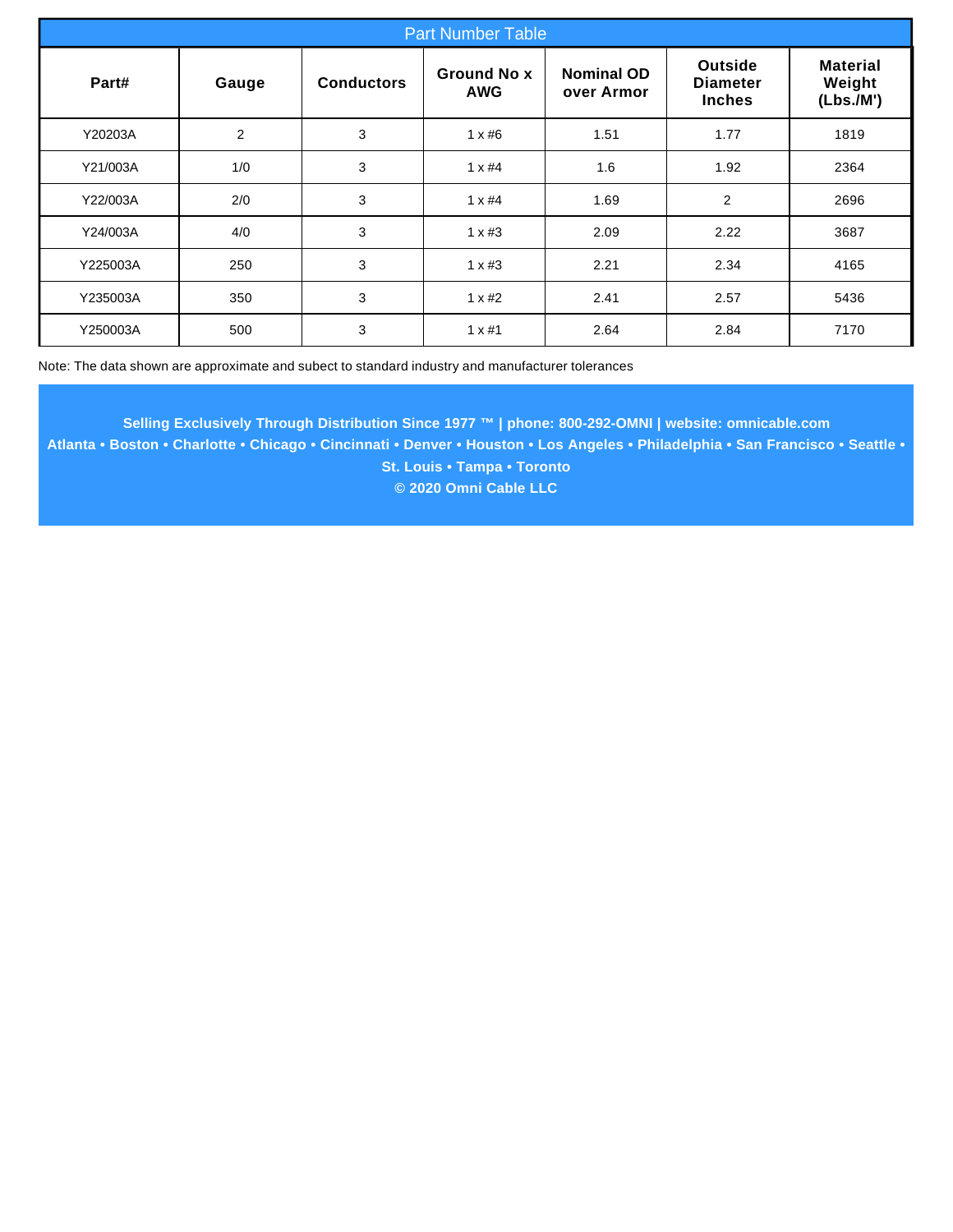## Part Number Table

| Part# | Gauge | Conductors | Ground No x AWG | Nominal OD over Armor | Outside Diameter Inches | Material Weight (Lbs./M') |
|---|---|---|---|---|---|---|
| Y20203A | 2 | 3 | 1 x #6 | 1.51 | 1.77 | 1819 |
| Y21/003A | 1/0 | 3 | 1 x #4 | 1.6 | 1.92 | 2364 |
| Y22/003A | 2/0 | 3 | 1 x #4 | 1.69 | 2 | 2696 |
| Y24/003A | 4/0 | 3 | 1 x #3 | 2.09 | 2.22 | 3687 |
| Y225003A | 250 | 3 | 1 x #3 | 2.21 | 2.34 | 4165 |
| Y235003A | 350 | 3 | 1 x #2 | 2.41 | 2.57 | 5436 |
| Y250003A | 500 | 3 | 1 x #1 | 2.64 | 2.84 | 7170 |

Note: The data shown are approximate and subect to standard industry and manufacturer tolerances

**Selling Exclusively Through Distribution Since 1977 ™ | phone: 800-292-OMNI | website: omnicable.com**
**Atlanta • Boston • Charlotte • Chicago • Cincinnati • Denver • Houston • Los Angeles • Philadelphia • San Francisco • Seattle • St. Louis • Tampa • Toronto**
**© 2020 Omni Cable LLC**